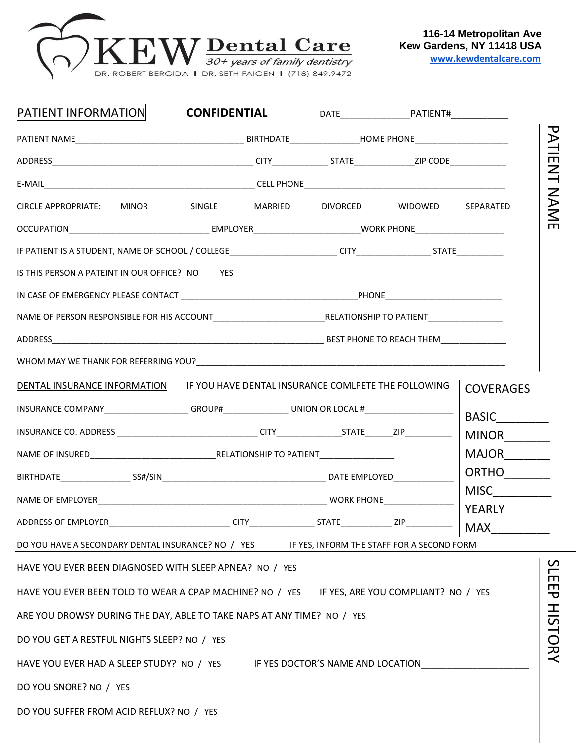# KEW Dental Care

*30+ years of family dentistry*

DR. ROBERT BERGIDA | DR. SETH FAIGEN | (718) 849.9472

116-14 Metropolitan Ave
Kew Gardens, NY 11418 USA
www.kewdentalcare.com

## PATIENT INFORMATION

**CONFIDENTIAL** DATE______________PATIENT#___________

PATIENT NAME

PATIENT NAME___________________________________ BIRTHDATE______________HOME PHONE___________________

ADDRESS____________________________________________ CITY___________ STATE____________ZIP CODE___________

E-MAIL______________________________________________ CELL PHONE____________________________________________

CIRCLE APPROPRIATE: MINOR SINGLE MARRIED DIVORCED WIDOWED SEPARATED

OCCUPATION______________________________ EMPLOYER______________________WORK PHONE___________________

IF PATIENT IS A STUDENT, NAME OF SCHOOL / COLLEGE______________________ CITY________________ STATE__________

IS THIS PERSON A PATEINT IN OUR OFFICE? NO YES

IN CASE OF EMERGENCY PLEASE CONTACT _____________________________________PHONE________________________

NAME OF PERSON RESPONSIBLE FOR HIS ACCOUNT_______________________RELATIONSHIP TO PATIENT_______________

ADDRESS__________________________________________________________ BEST PHONE TO REACH THEM_____________

WHOM MAY WE THANK FOR REFERRING YOU?_________________________________________________________________

## DENTAL INSURANCE INFORMATION

IF YOU HAVE DENTAL INSURANCE COMLPETE THE FOLLOWING

INSURANCE COMPANY_________________ GROUP#_____________ UNION OR LOCAL #__________________

INSURANCE CO. ADDRESS _____________________________ CITY______________STATE______ZIP__________

NAME OF INSURED___________________________RELATIONSHIP TO PATIENT________________

BIRTHDATE_______________ SS#/SIN__________________________________ DATE EMPLOYED_____________

NAME OF EMPLOYER_______________________________________________ WORK PHONE______________

ADDRESS OF EMPLOYER_________________________ CITY______________ STATE___________ ZIP__________

**COVERAGES**

BASIC________

MINOR_______

MAJOR_______

ORTHO_______

MISC_________

YEARLY MAX_________

DO YOU HAVE A SECONDARY DENTAL INSURANCE? NO / YES IF YES, INFORM THE STAFF FOR A SECOND FORM

## SLEEP HISTORY

HAVE YOU EVER BEEN DIAGNOSED WITH SLEEP APNEA? NO / YES

HAVE YOU EVER BEEN TOLD TO WEAR A CPAP MACHINE? NO / YES IF YES, ARE YOU COMPLIANT? NO / YES

ARE YOU DROWSY DURING THE DAY, ABLE TO TAKE NAPS AT ANY TIME? NO / YES

DO YOU GET A RESTFUL NIGHTS SLEEP? NO / YES

HAVE YOU EVER HAD A SLEEP STUDY? NO / YES IF YES DOCTOR'S NAME AND LOCATION____________________

DO YOU SNORE? NO / YES

DO YOU SUFFER FROM ACID REFLUX? NO / YES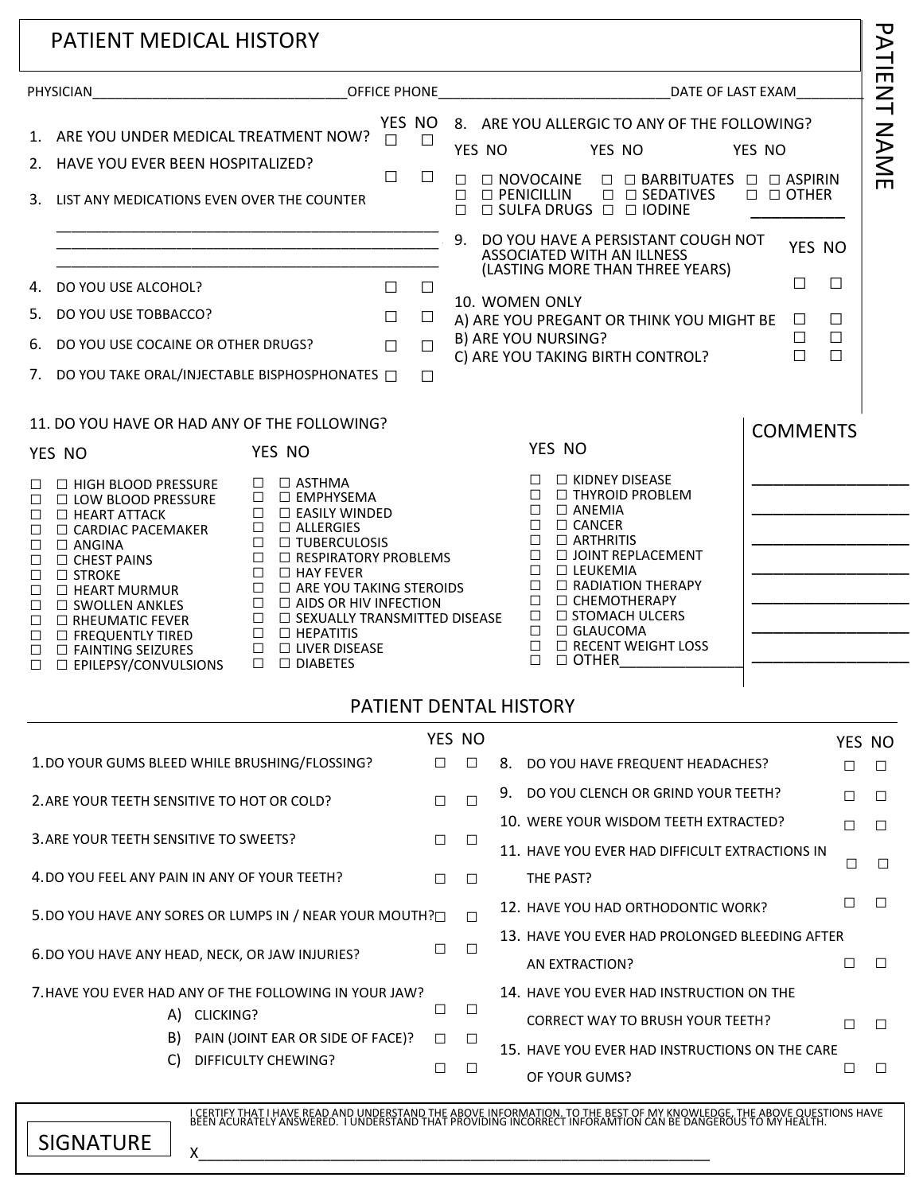# PATIENT MEDICAL HISTORY

PATIENT NAME

PHYSICIAN________________________________ OFFICE PHONE_____________________________ DATE OF LAST EXAM________

| | YES | NO |
|---|---|---|
| 1. ARE YOU UNDER MEDICAL TREATMENT NOW? | ☐ | ☐ |
| 2. HAVE YOU EVER BEEN HOSPITALIZED? | ☐ | ☐ |

3. LIST ANY MEDICATIONS EVEN OVER THE COUNTER

_______________________________________________

_______________________________________________

_______________________________________________

| | YES | NO |
|---|---|---|
| 4. DO YOU USE ALCOHOL? | ☐ | ☐ |
| 5. DO YOU USE TOBBACCO? | ☐ | ☐ |
| 6. DO YOU USE COCAINE OR OTHER DRUGS? | ☐ | ☐ |
| 7. DO YOU TAKE ORAL/INJECTABLE BISPHOSPHONATES | ☐ | ☐ |

8. ARE YOU ALLERGIC TO ANY OF THE FOLLOWING?

| YES | NO | | YES | NO | | YES | NO | |
|---|---|---|---|---|---|---|---|---|
| ☐ | ☐ | NOVOCAINE | ☐ | ☐ | BARBITUATES | ☐ | ☐ | ASPIRIN |
| ☐ | ☐ | PENICILLIN | ☐ | ☐ | SEDATIVES | ☐ | ☐ | OTHER |
| ☐ | ☐ | SULFA DRUGS | ☐ | ☐ | IODINE | | | ___________ |

| | YES | NO |
|---|---|---|
| 9. DO YOU HAVE A PERSISTANT COUGH NOT ASSOCIATED WITH AN ILLNESS (LASTING MORE THAN THREE YEARS) | ☐ | ☐ |
| 10. WOMEN ONLY | | |
| A) ARE YOU PREGANT OR THINK YOU MIGHT BE | ☐ | ☐ |
| B) ARE YOU NURSING? | ☐ | ☐ |
| C) ARE YOU TAKING BIRTH CONTROL? | ☐ | ☐ |

11. DO YOU HAVE OR HAD ANY OF THE FOLLOWING?

| YES | NO | | YES | NO | | YES | NO | |
|---|---|---|---|---|---|---|---|---|
| ☐ | ☐ | HIGH BLOOD PRESSURE | ☐ | ☐ | ASTHMA | ☐ | ☐ | KIDNEY DISEASE |
| ☐ | ☐ | LOW BLOOD PRESSURE | ☐ | ☐ | EMPHYSEMA | ☐ | ☐ | THYROID PROBLEM |
| ☐ | ☐ | HEART ATTACK | ☐ | ☐ | EASILY WINDED | ☐ | ☐ | ANEMIA |
| ☐ | ☐ | CARDIAC PACEMAKER | ☐ | ☐ | ALLERGIES | ☐ | ☐ | CANCER |
| ☐ | ☐ | ANGINA | ☐ | ☐ | TUBERCULOSIS | ☐ | ☐ | ARTHRITIS |
| ☐ | ☐ | CHEST PAINS | ☐ | ☐ | RESPIRATORY PROBLEMS | ☐ | ☐ | JOINT REPLACEMENT |
| ☐ | ☐ | STROKE | ☐ | ☐ | HAY FEVER | ☐ | ☐ | LEUKEMIA |
| ☐ | ☐ | HEART MURMUR | ☐ | ☐ | ARE YOU TAKING STEROIDS | ☐ | ☐ | RADIATION THERAPY |
| ☐ | ☐ | SWOLLEN ANKLES | ☐ | ☐ | AIDS OR HIV INFECTION | ☐ | ☐ | CHEMOTHERAPY |
| ☐ | ☐ | RHEUMATIC FEVER | ☐ | ☐ | SEXUALLY TRANSMITTED DISEASE | ☐ | ☐ | STOMACH ULCERS |
| ☐ | ☐ | FREQUENTLY TIRED | ☐ | ☐ | HEPATITIS | ☐ | ☐ | GLAUCOMA |
| ☐ | ☐ | FAINTING SEIZURES | ☐ | ☐ | LIVER DISEASE | ☐ | ☐ | RECENT WEIGHT LOSS |
| ☐ | ☐ | EPILEPSY/CONVULSIONS | ☐ | ☐ | DIABETES | ☐ | ☐ | OTHER_______________ |

COMMENTS

__________________

__________________

__________________

__________________

__________________

__________________

__________________

## PATIENT DENTAL HISTORY

| | YES | NO |
|---|---|---|
| 1. DO YOUR GUMS BLEED WHILE BRUSHING/FLOSSING? | ☐ | ☐ |
| 2. ARE YOUR TEETH SENSITIVE TO HOT OR COLD? | ☐ | ☐ |
| 3. ARE YOUR TEETH SENSITIVE TO SWEETS? | ☐ | ☐ |
| 4. DO YOU FEEL ANY PAIN IN ANY OF YOUR TEETH? | ☐ | ☐ |
| 5. DO YOU HAVE ANY SORES OR LUMPS IN / NEAR YOUR MOUTH? | ☐ | ☐ |
| 6. DO YOU HAVE ANY HEAD, NECK, OR JAW INJURIES? | ☐ | ☐ |
| 7. HAVE YOU EVER HAD ANY OF THE FOLLOWING IN YOUR JAW? | | |
| A) CLICKING? | ☐ | ☐ |
| B) PAIN (JOINT EAR OR SIDE OF FACE)? | ☐ | ☐ |
| C) DIFFICULTY CHEWING? | ☐ | ☐ |
| 8. DO YOU HAVE FREQUENT HEADACHES? | ☐ | ☐ |
| 9. DO YOU CLENCH OR GRIND YOUR TEETH? | ☐ | ☐ |
| 10. WERE YOUR WISDOM TEETH EXTRACTED? | ☐ | ☐ |
| 11. HAVE YOU EVER HAD DIFFICULT EXTRACTIONS IN THE PAST? | ☐ | ☐ |
| 12. HAVE YOU HAD ORTHODONTIC WORK? | ☐ | ☐ |
| 13. HAVE YOU EVER HAD PROLONGED BLEEDING AFTER AN EXTRACTION? | ☐ | ☐ |
| 14. HAVE YOU EVER HAD INSTRUCTION ON THE CORRECT WAY TO BRUSH YOUR TEETH? | ☐ | ☐ |
| 15. HAVE YOU EVER HAD INSTRUCTIONS ON THE CARE OF YOUR GUMS? | ☐ | ☐ |

SIGNATURE

I CERTIFY THAT I HAVE READ AND UNDERSTAND THE ABOVE INFORMATION. TO THE BEST OF MY KNOWLEDGE, THE ABOVE QUESTIONS HAVE BEEN ACURATELY ANSWERED. I UNDERSTAND THAT PROVIDING INCORRECT INFORAMTION CAN BE DANGEROUS TO MY HEALTH.

X_______________________________________________________________